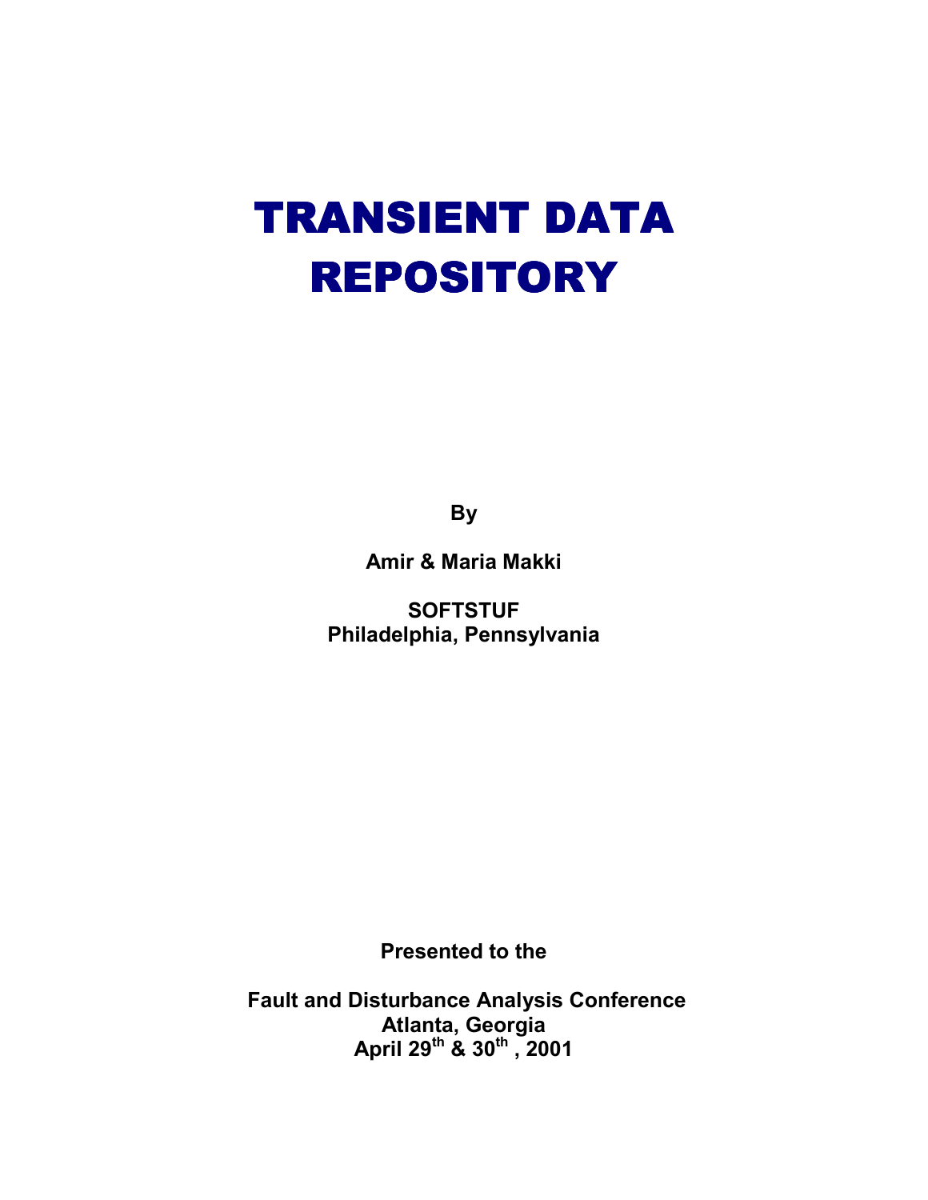# TRANSIENT DATA REPOSITORY

**By**

**Amir & Maria Makki**

**SOFTSTUF**
**Philadelphia, Pennsylvania**

**Presented to the**

**Fault and Disturbance Analysis Conference**
**Atlanta, Georgia**
**April 29th & 30th , 2001**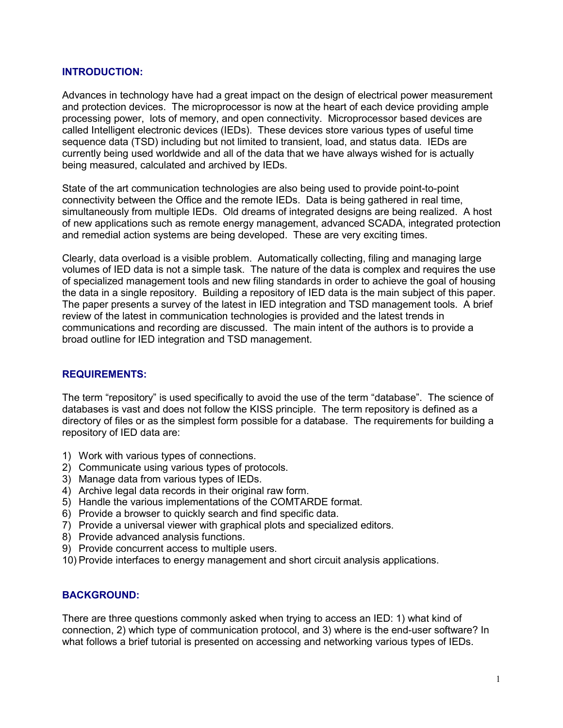## INTRODUCTION:

Advances in technology have had a great impact on the design of electrical power measurement and protection devices. The microprocessor is now at the heart of each device providing ample processing power, lots of memory, and open connectivity. Microprocessor based devices are called Intelligent electronic devices (IEDs). These devices store various types of useful time sequence data (TSD) including but not limited to transient, load, and status data. IEDs are currently being used worldwide and all of the data that we have always wished for is actually being measured, calculated and archived by IEDs.

State of the art communication technologies are also being used to provide point-to-point connectivity between the Office and the remote IEDs. Data is being gathered in real time, simultaneously from multiple IEDs. Old dreams of integrated designs are being realized. A host of new applications such as remote energy management, advanced SCADA, integrated protection and remedial action systems are being developed. These are very exciting times.

Clearly, data overload is a visible problem. Automatically collecting, filing and managing large volumes of IED data is not a simple task. The nature of the data is complex and requires the use of specialized management tools and new filing standards in order to achieve the goal of housing the data in a single repository. Building a repository of IED data is the main subject of this paper. The paper presents a survey of the latest in IED integration and TSD management tools. A brief review of the latest in communication technologies is provided and the latest trends in communications and recording are discussed. The main intent of the authors is to provide a broad outline for IED integration and TSD management.

## REQUIREMENTS:

The term "repository" is used specifically to avoid the use of the term "database". The science of databases is vast and does not follow the KISS principle. The term repository is defined as a directory of files or as the simplest form possible for a database. The requirements for building a repository of IED data are:

1) Work with various types of connections.
2) Communicate using various types of protocols.
3) Manage data from various types of IEDs.
4) Archive legal data records in their original raw form.
5) Handle the various implementations of the COMTARDE format.
6) Provide a browser to quickly search and find specific data.
7) Provide a universal viewer with graphical plots and specialized editors.
8) Provide advanced analysis functions.
9) Provide concurrent access to multiple users.
10) Provide interfaces to energy management and short circuit analysis applications.

## BACKGROUND:

There are three questions commonly asked when trying to access an IED: 1) what kind of connection, 2) which type of communication protocol, and 3) where is the end-user software? In what follows a brief tutorial is presented on accessing and networking various types of IEDs.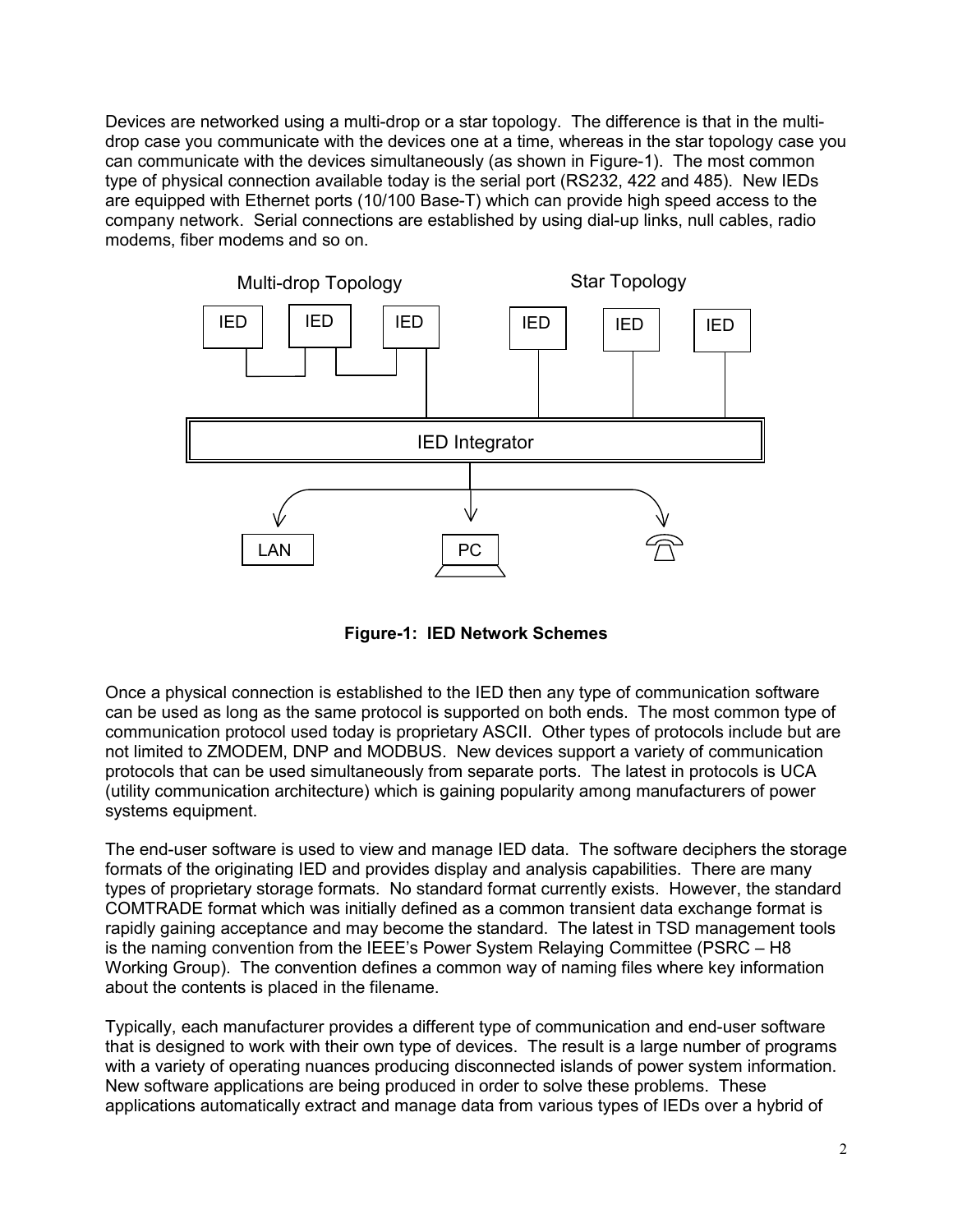Devices are networked using a multi-drop or a star topology. The difference is that in the multi-drop case you communicate with the devices one at a time, whereas in the star topology case you can communicate with the devices simultaneously (as shown in Figure-1). The most common type of physical connection available today is the serial port (RS232, 422 and 485). New IEDs are equipped with Ethernet ports (10/100 Base-T) which can provide high speed access to the company network. Serial connections are established by using dial-up links, null cables, radio modems, fiber modems and so on.

**Figure-1: IED Network Schemes**

Once a physical connection is established to the IED then any type of communication software can be used as long as the same protocol is supported on both ends. The most common type of communication protocol used today is proprietary ASCII. Other types of protocols include but are not limited to ZMODEM, DNP and MODBUS. New devices support a variety of communication protocols that can be used simultaneously from separate ports. The latest in protocols is UCA (utility communication architecture) which is gaining popularity among manufacturers of power systems equipment.

The end-user software is used to view and manage IED data. The software deciphers the storage formats of the originating IED and provides display and analysis capabilities. There are many types of proprietary storage formats. No standard format currently exists. However, the standard COMTRADE format which was initially defined as a common transient data exchange format is rapidly gaining acceptance and may become the standard. The latest in TSD management tools is the naming convention from the IEEE's Power System Relaying Committee (PSRC – H8 Working Group). The convention defines a common way of naming files where key information about the contents is placed in the filename.

Typically, each manufacturer provides a different type of communication and end-user software that is designed to work with their own type of devices. The result is a large number of programs with a variety of operating nuances producing disconnected islands of power system information. New software applications are being produced in order to solve these problems. These applications automatically extract and manage data from various types of IEDs over a hybrid of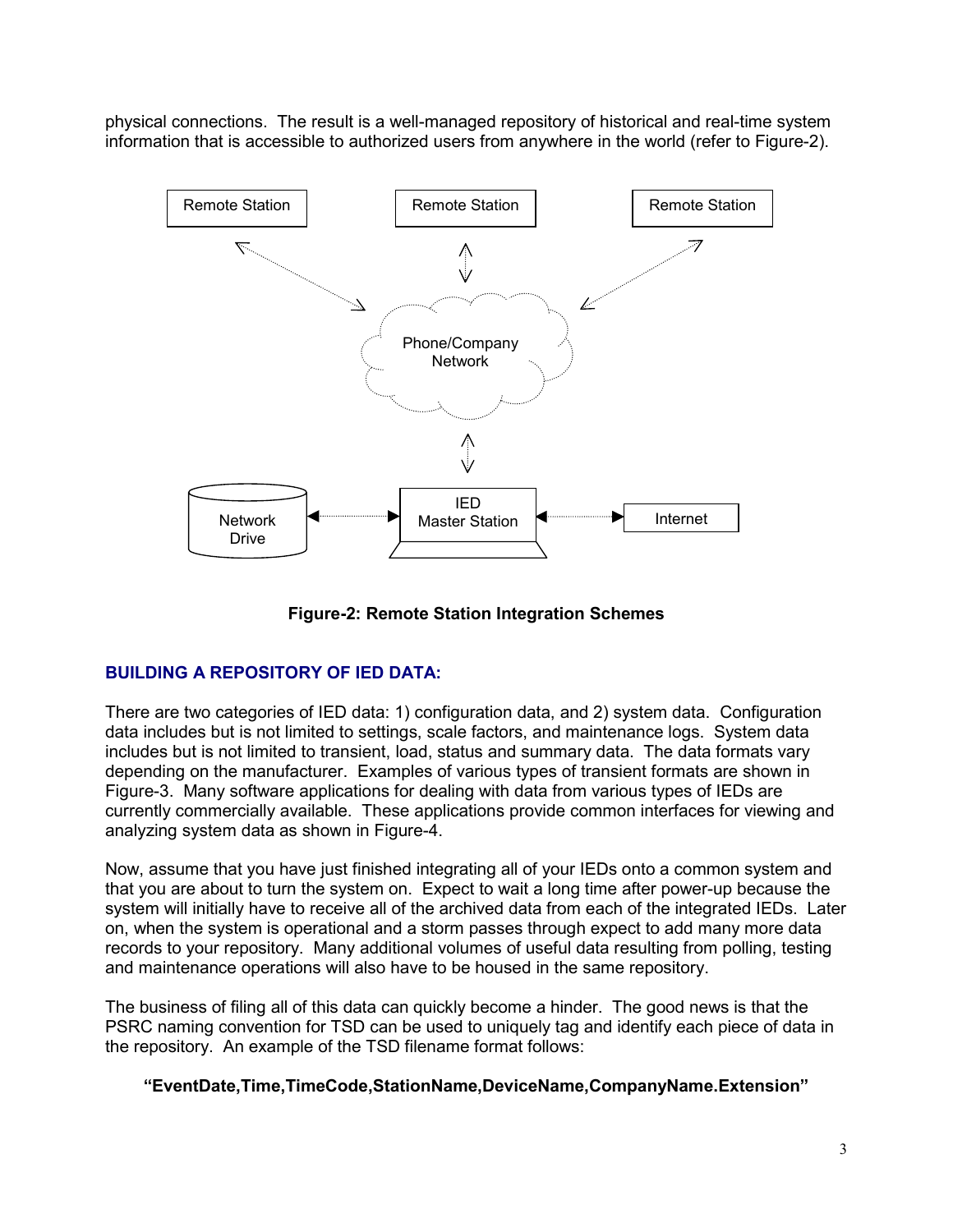physical connections. The result is a well-managed repository of historical and real-time system information that is accessible to authorized users from anywhere in the world (refer to Figure-2).

Remote Station

Remote Station

Remote Station

Phone/Company Network

Network Drive

IED Master Station

Internet

**Figure-2: Remote Station Integration Schemes**

## BUILDING A REPOSITORY OF IED DATA:

There are two categories of IED data: 1) configuration data, and 2) system data. Configuration data includes but is not limited to settings, scale factors, and maintenance logs. System data includes but is not limited to transient, load, status and summary data. The data formats vary depending on the manufacturer. Examples of various types of transient formats are shown in Figure-3. Many software applications for dealing with data from various types of IEDs are currently commercially available. These applications provide common interfaces for viewing and analyzing system data as shown in Figure-4.

Now, assume that you have just finished integrating all of your IEDs onto a common system and that you are about to turn the system on. Expect to wait a long time after power-up because the system will initially have to receive all of the archived data from each of the integrated IEDs. Later on, when the system is operational and a storm passes through expect to add many more data records to your repository. Many additional volumes of useful data resulting from polling, testing and maintenance operations will also have to be housed in the same repository.

The business of filing all of this data can quickly become a hinder. The good news is that the PSRC naming convention for TSD can be used to uniquely tag and identify each piece of data in the repository. An example of the TSD filename format follows:

**"EventDate,Time,TimeCode,StationName,DeviceName,CompanyName.Extension"**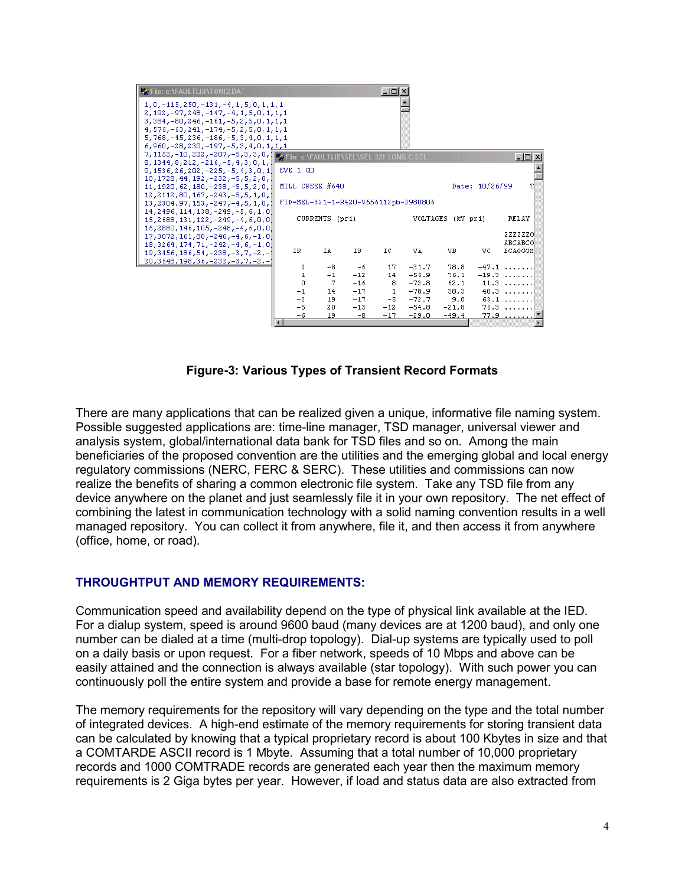**Figure-3: Various Types of Transient Record Formats**

There are many applications that can be realized given a unique, informative file naming system. Possible suggested applications are: time-line manager, TSD manager, universal viewer and analysis system, global/international data bank for TSD files and so on. Among the main beneficiaries of the proposed convention are the utilities and the emerging global and local energy regulatory commissions (NERC, FERC & SERC). These utilities and commissions can now realize the benefits of sharing a common electronic file system. Take any TSD file from any device anywhere on the planet and just seamlessly file it in your own repository. The net effect of combining the latest in communication technology with a solid naming convention results in a well managed repository. You can collect it from anywhere, file it, and then access it from anywhere (office, home, or road).

## THROUGHTPUT AND MEMORY REQUIREMENTS:

Communication speed and availability depend on the type of physical link available at the IED. For a dialup system, speed is around 9600 baud (many devices are at 1200 baud), and only one number can be dialed at a time (multi-drop topology). Dial-up systems are typically used to poll on a daily basis or upon request. For a fiber network, speeds of 10 Mbps and above can be easily attained and the connection is always available (star topology). With such power you can continuously poll the entire system and provide a base for remote energy management.

The memory requirements for the repository will vary depending on the type and the total number of integrated devices. A high-end estimate of the memory requirements for storing transient data can be calculated by knowing that a typical proprietary record is about 100 Kbytes in size and that a COMTARDE ASCII record is 1 Mbyte. Assuming that a total number of 10,000 proprietary records and 1000 COMTRADE records are generated each year then the maximum memory requirements is 2 Giga bytes per year. However, if load and status data are also extracted from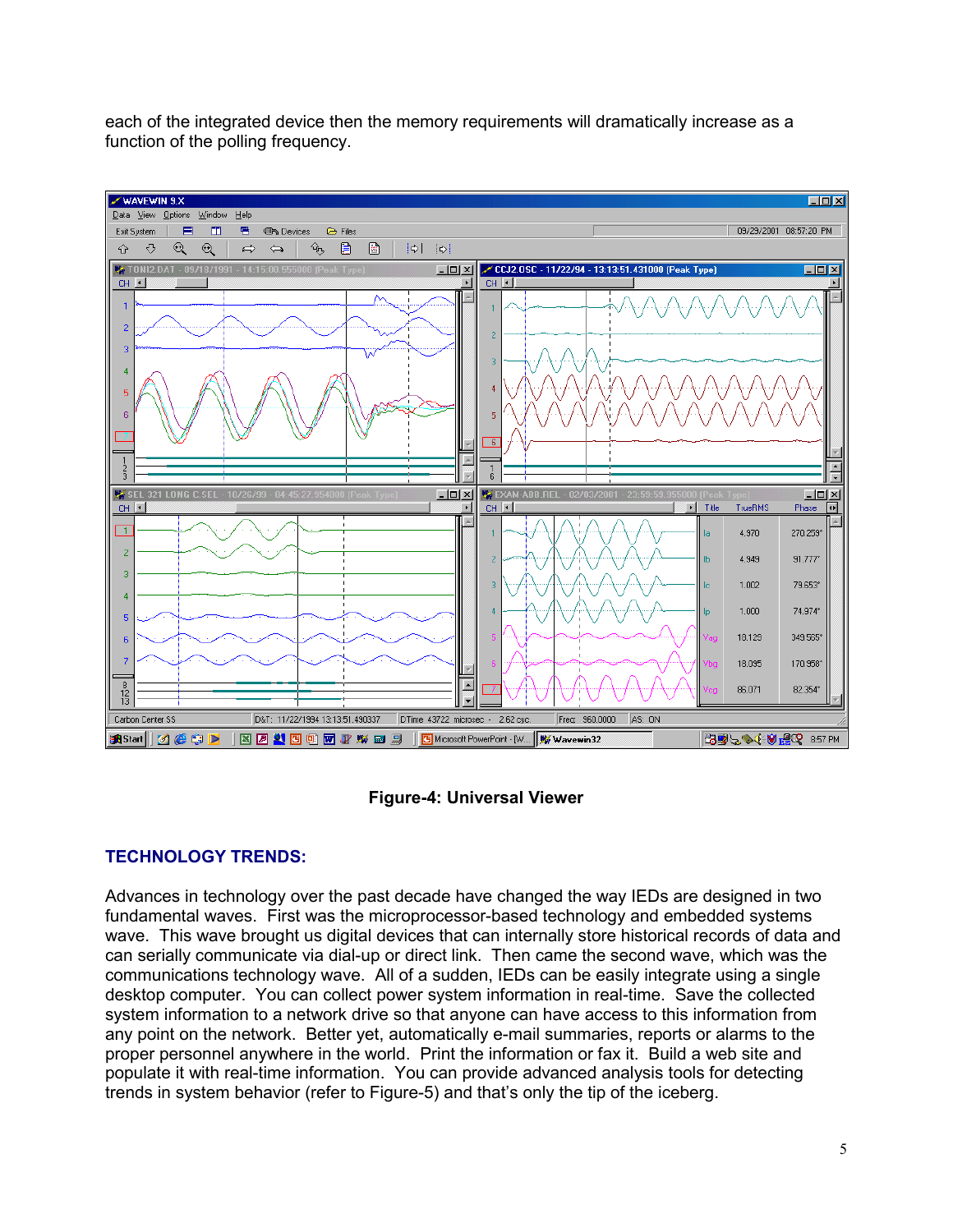each of the integrated device then the memory requirements will dramatically increase as a function of the polling frequency.

**Figure-4: Universal Viewer**

## TECHNOLOGY TRENDS:

Advances in technology over the past decade have changed the way IEDs are designed in two fundamental waves. First was the microprocessor-based technology and embedded systems wave. This wave brought us digital devices that can internally store historical records of data and can serially communicate via dial-up or direct link. Then came the second wave, which was the communications technology wave. All of a sudden, IEDs can be easily integrate using a single desktop computer. You can collect power system information in real-time. Save the collected system information to a network drive so that anyone can have access to this information from any point on the network. Better yet, automatically e-mail summaries, reports or alarms to the proper personnel anywhere in the world. Print the information or fax it. Build a web site and populate it with real-time information. You can provide advanced analysis tools for detecting trends in system behavior (refer to Figure-5) and that's only the tip of the iceberg.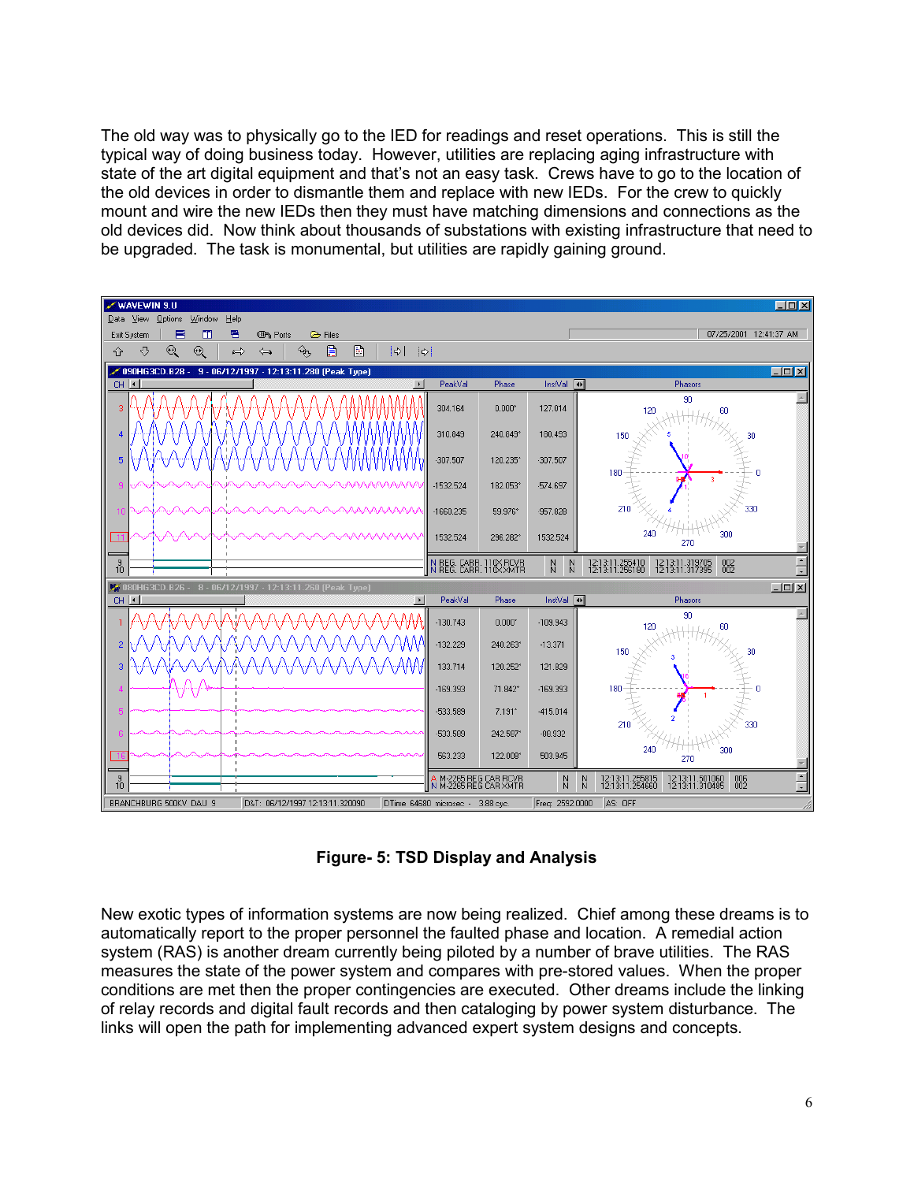The old way was to physically go to the IED for readings and reset operations. This is still the typical way of doing business today. However, utilities are replacing aging infrastructure with state of the art digital equipment and that's not an easy task. Crews have to go to the location of the old devices in order to dismantle them and replace with new IEDs. For the crew to quickly mount and wire the new IEDs then they must have matching dimensions and connections as the old devices did. Now think about thousands of substations with existing infrastructure that need to be upgraded. The task is monumental, but utilities are rapidly gaining ground.

**Figure- 5: TSD Display and Analysis**

New exotic types of information systems are now being realized. Chief among these dreams is to automatically report to the proper personnel the faulted phase and location. A remedial action system (RAS) is another dream currently being piloted by a number of brave utilities. The RAS measures the state of the power system and compares with pre-stored values. When the proper conditions are met then the proper contingencies are executed. Other dreams include the linking of relay records and digital fault records and then cataloging by power system disturbance. The links will open the path for implementing advanced expert system designs and concepts.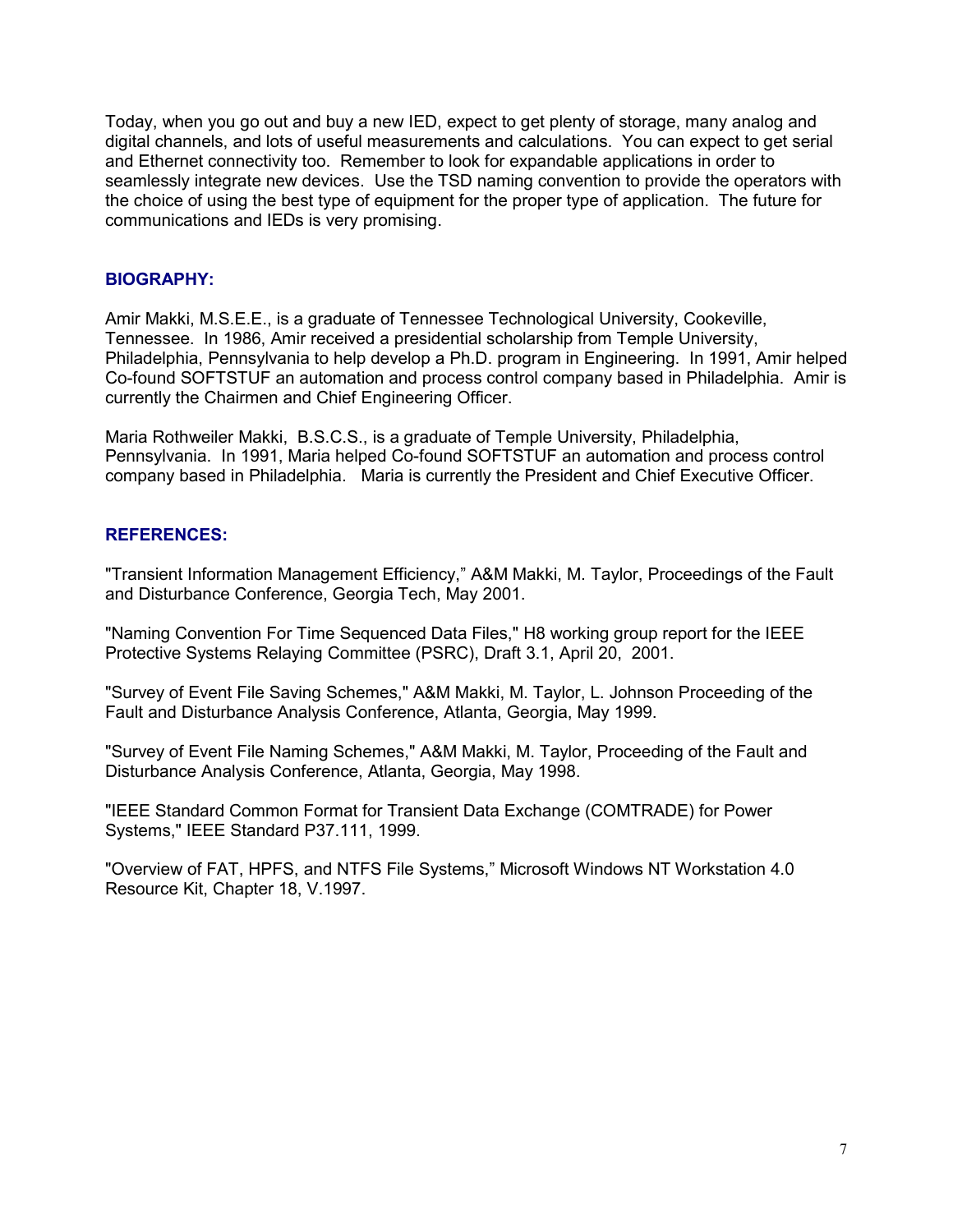Today, when you go out and buy a new IED, expect to get plenty of storage, many analog and digital channels, and lots of useful measurements and calculations. You can expect to get serial and Ethernet connectivity too. Remember to look for expandable applications in order to seamlessly integrate new devices. Use the TSD naming convention to provide the operators with the choice of using the best type of equipment for the proper type of application. The future for communications and IEDs is very promising.

## BIOGRAPHY:

Amir Makki, M.S.E.E., is a graduate of Tennessee Technological University, Cookeville, Tennessee. In 1986, Amir received a presidential scholarship from Temple University, Philadelphia, Pennsylvania to help develop a Ph.D. program in Engineering. In 1991, Amir helped Co-found SOFTSTUF an automation and process control company based in Philadelphia. Amir is currently the Chairmen and Chief Engineering Officer.

Maria Rothweiler Makki, B.S.C.S., is a graduate of Temple University, Philadelphia, Pennsylvania. In 1991, Maria helped Co-found SOFTSTUF an automation and process control company based in Philadelphia. Maria is currently the President and Chief Executive Officer.

## REFERENCES:

"Transient Information Management Efficiency," A&M Makki, M. Taylor, Proceedings of the Fault and Disturbance Conference, Georgia Tech, May 2001.

"Naming Convention For Time Sequenced Data Files," H8 working group report for the IEEE Protective Systems Relaying Committee (PSRC), Draft 3.1, April 20, 2001.

"Survey of Event File Saving Schemes," A&M Makki, M. Taylor, L. Johnson Proceeding of the Fault and Disturbance Analysis Conference, Atlanta, Georgia, May 1999.

"Survey of Event File Naming Schemes," A&M Makki, M. Taylor, Proceeding of the Fault and Disturbance Analysis Conference, Atlanta, Georgia, May 1998.

"IEEE Standard Common Format for Transient Data Exchange (COMTRADE) for Power Systems," IEEE Standard P37.111, 1999.

"Overview of FAT, HPFS, and NTFS File Systems," Microsoft Windows NT Workstation 4.0 Resource Kit, Chapter 18, V.1997.